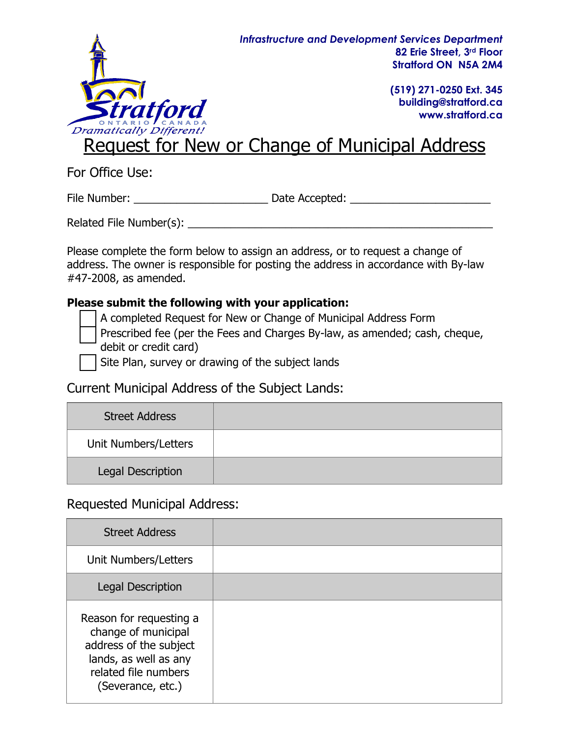*Infrastructure and Development Services Department*
**82 Erie Street, 3rd Floor**
**Stratford ON N5A 2M4**

**(519) 271-0250 Ext. 345**
**building@stratford.ca**
**www.stratford.ca**

# Request for New or Change of Municipal Address

For Office Use:

File Number: ______________________ Date Accepted: _______________________

Related File Number(s): ___________________________________________________

Please complete the form below to assign an address, or to request a change of address. The owner is responsible for posting the address in accordance with By-law #47-2008, as amended.

**Please submit the following with your application:**

- ☐ A completed Request for New or Change of Municipal Address Form
- ☐ Prescribed fee (per the Fees and Charges By-law, as amended; cash, cheque, debit or credit card)
- ☐ Site Plan, survey or drawing of the subject lands

## Current Municipal Address of the Subject Lands:

| | |
|---|---|
| Street Address | |
| Unit Numbers/Letters | |
| Legal Description | |

## Requested Municipal Address:

| | |
|---|---|
| Street Address | |
| Unit Numbers/Letters | |
| Legal Description | |
| Reason for requesting a change of municipal address of the subject lands, as well as any related file numbers (Severance, etc.) | |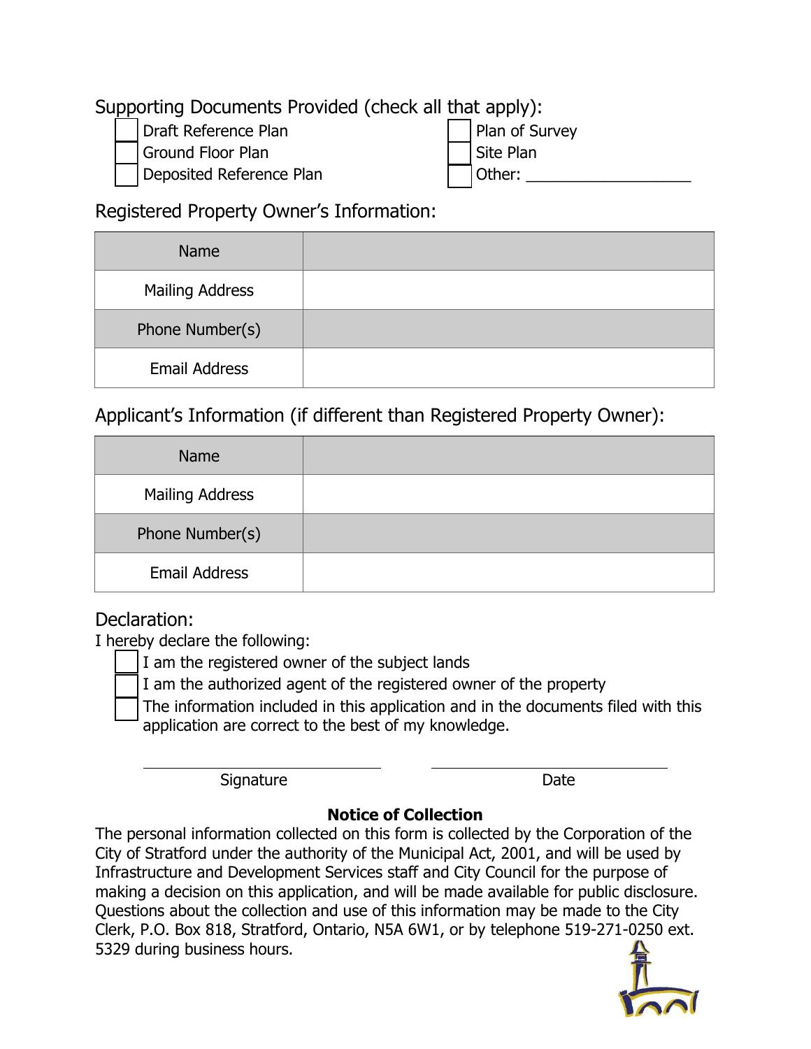## Supporting Documents Provided (check all that apply):

- [ ] Draft Reference Plan
- [ ] Ground Floor Plan
- [ ] Deposited Reference Plan
- [ ] Plan of Survey
- [ ] Site Plan
- [ ] Other: ___________________

## Registered Property Owner's Information:

| | |
|---|---|
| Name | |
| Mailing Address | |
| Phone Number(s) | |
| Email Address | |

## Applicant's Information (if different than Registered Property Owner):

| | |
|---|---|
| Name | |
| Mailing Address | |
| Phone Number(s) | |
| Email Address | |

## Declaration:

I hereby declare the following:

- [ ] I am the registered owner of the subject lands
- [ ] I am the authorized agent of the registered owner of the property
- [ ] The information included in this application and in the documents filed with this application are correct to the best of my knowledge.

Signature ______________________ Date ______________________

**Notice of Collection**

The personal information collected on this form is collected by the Corporation of the City of Stratford under the authority of the Municipal Act, 2001, and will be used by Infrastructure and Development Services staff and City Council for the purpose of making a decision on this application, and will be made available for public disclosure. Questions about the collection and use of this information may be made to the City Clerk, P.O. Box 818, Stratford, Ontario, N5A 6W1, or by telephone 519-271-0250 ext. 5329 during business hours.